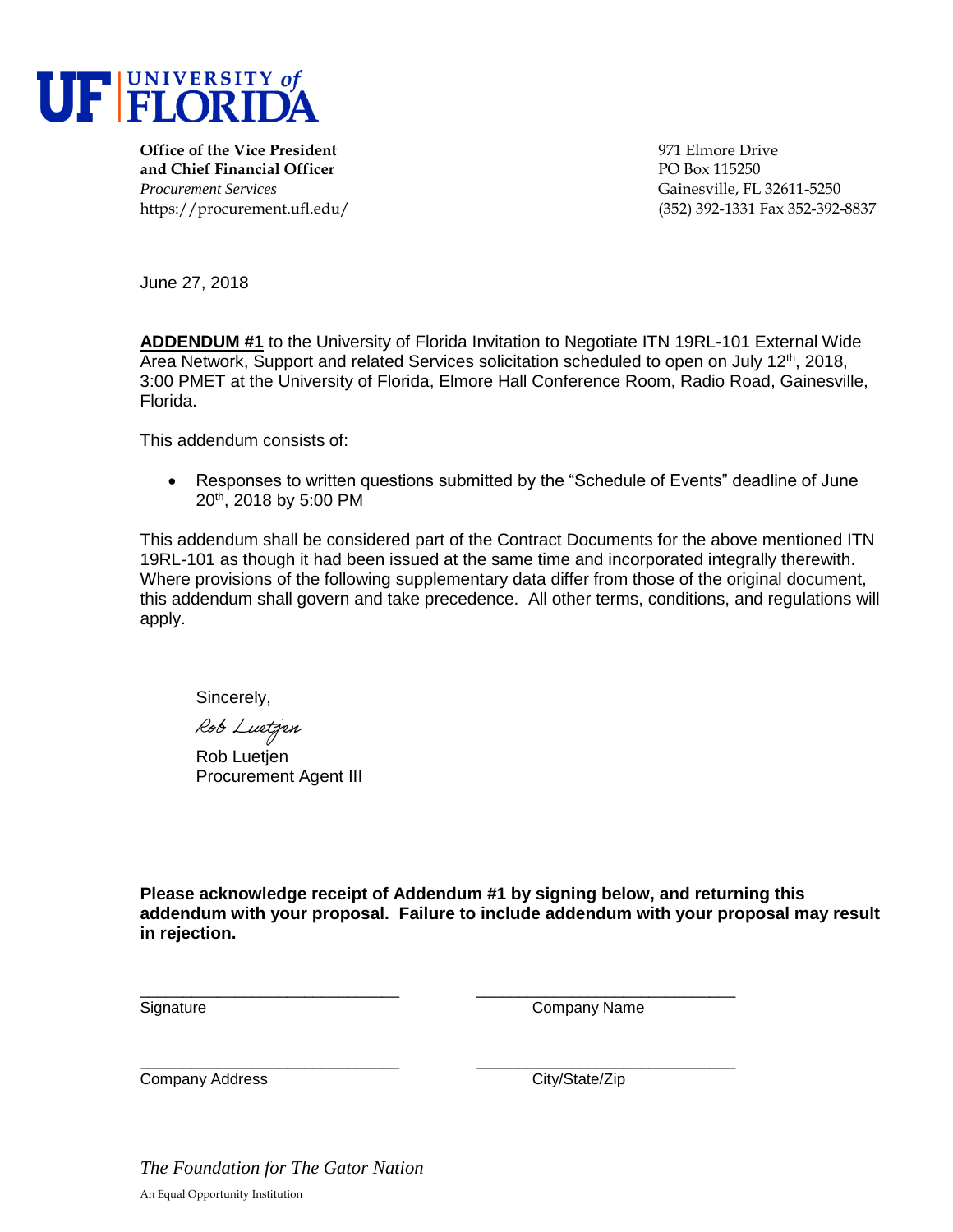UF | UNIVERSITY of FLORIDA

**Office of the Vice President and Chief Financial Officer**
*Procurement Services*
https://procurement.ufl.edu/

971 Elmore Drive
PO Box 115250
Gainesville, FL 32611-5250
(352) 392-1331 Fax 352-392-8837

June 27, 2018

**ADDENDUM #1** to the University of Florida Invitation to Negotiate ITN 19RL-101 External Wide Area Network, Support and related Services solicitation scheduled to open on July 12th, 2018, 3:00 PMET at the University of Florida, Elmore Hall Conference Room, Radio Road, Gainesville, Florida.

This addendum consists of:

- Responses to written questions submitted by the "Schedule of Events" deadline of June 20th, 2018 by 5:00 PM

This addendum shall be considered part of the Contract Documents for the above mentioned ITN 19RL-101 as though it had been issued at the same time and incorporated integrally therewith. Where provisions of the following supplementary data differ from those of the original document, this addendum shall govern and take precedence. All other terms, conditions, and regulations will apply.

Sincerely,

*Rob Luetjen*

Rob Luetjen
Procurement Agent III

**Please acknowledge receipt of Addendum #1 by signing below, and returning this addendum with your proposal. Failure to include addendum with your proposal may result in rejection.**

| | |
|---|---|
| \_\_\_\_\_\_\_\_\_\_\_\_\_\_\_\_\_\_\_\_\_\_\_\_\_\_\_\_ | \_\_\_\_\_\_\_\_\_\_\_\_\_\_\_\_\_\_\_\_\_\_\_\_\_\_\_\_ |
| Signature | Company Name |
| \_\_\_\_\_\_\_\_\_\_\_\_\_\_\_\_\_\_\_\_\_\_\_\_\_\_\_\_ | \_\_\_\_\_\_\_\_\_\_\_\_\_\_\_\_\_\_\_\_\_\_\_\_\_\_\_\_ |
| Company Address | City/State/Zip |

*The Foundation for The Gator Nation*

An Equal Opportunity Institution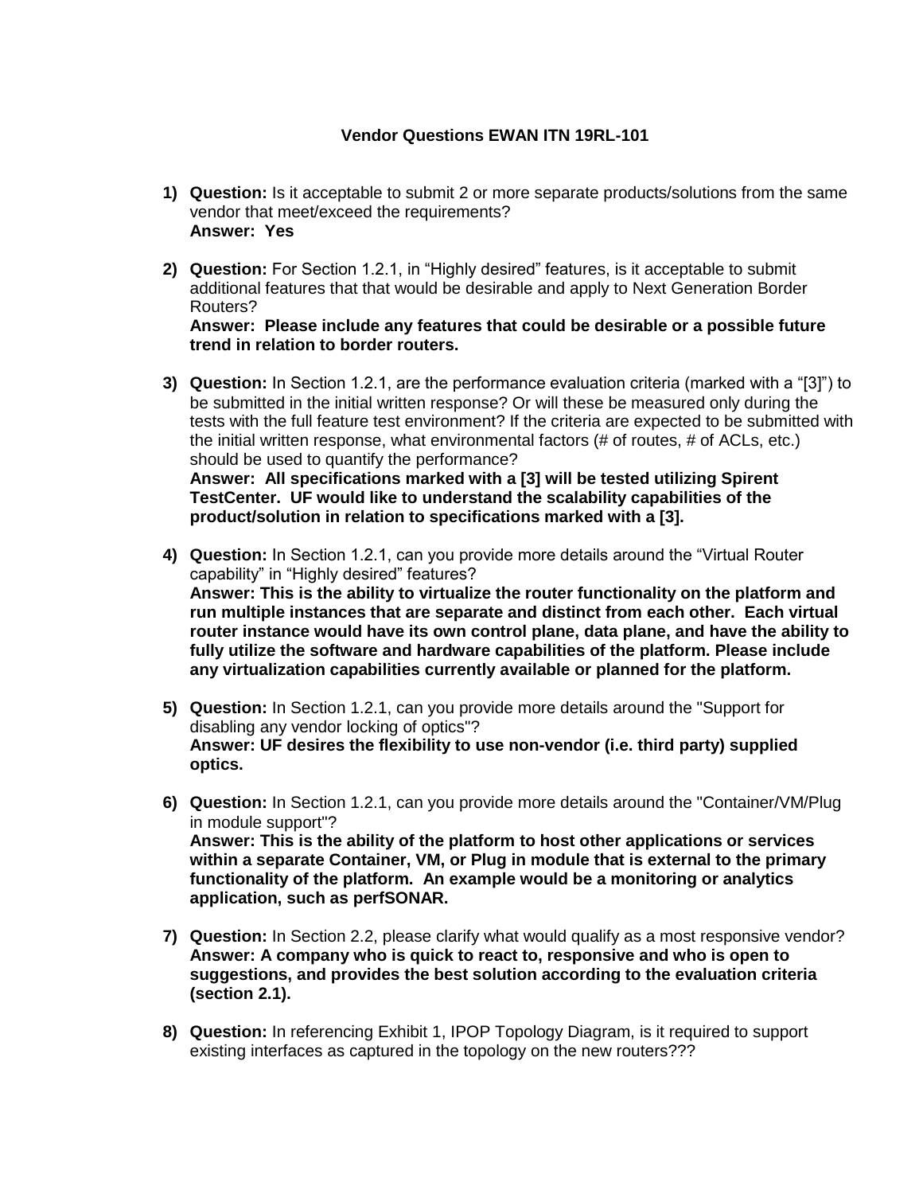**Vendor Questions EWAN ITN 19RL-101**

1) **Question:** Is it acceptable to submit 2 or more separate products/solutions from the same vendor that meet/exceed the requirements?
   **Answer: Yes**

2) **Question:** For Section 1.2.1, in "Highly desired" features, is it acceptable to submit additional features that that would be desirable and apply to Next Generation Border Routers?
   **Answer: Please include any features that could be desirable or a possible future trend in relation to border routers.**

3) **Question:** In Section 1.2.1, are the performance evaluation criteria (marked with a "[3]") to be submitted in the initial written response? Or will these be measured only during the tests with the full feature test environment? If the criteria are expected to be submitted with the initial written response, what environmental factors (# of routes, # of ACLs, etc.) should be used to quantify the performance?
   **Answer: All specifications marked with a [3] will be tested utilizing Spirent TestCenter. UF would like to understand the scalability capabilities of the product/solution in relation to specifications marked with a [3].**

4) **Question:** In Section 1.2.1, can you provide more details around the "Virtual Router capability" in "Highly desired" features?
   **Answer: This is the ability to virtualize the router functionality on the platform and run multiple instances that are separate and distinct from each other. Each virtual router instance would have its own control plane, data plane, and have the ability to fully utilize the software and hardware capabilities of the platform. Please include any virtualization capabilities currently available or planned for the platform.**

5) **Question:** In Section 1.2.1, can you provide more details around the "Support for disabling any vendor locking of optics"?
   **Answer: UF desires the flexibility to use non-vendor (i.e. third party) supplied optics.**

6) **Question:** In Section 1.2.1, can you provide more details around the "Container/VM/Plug in module support"?
   **Answer: This is the ability of the platform to host other applications or services within a separate Container, VM, or Plug in module that is external to the primary functionality of the platform. An example would be a monitoring or analytics application, such as perfSONAR.**

7) **Question:** In Section 2.2, please clarify what would qualify as a most responsive vendor?
   **Answer: A company who is quick to react to, responsive and who is open to suggestions, and provides the best solution according to the evaluation criteria (section 2.1).**

8) **Question:** In referencing Exhibit 1, IPOP Topology Diagram, is it required to support existing interfaces as captured in the topology on the new routers???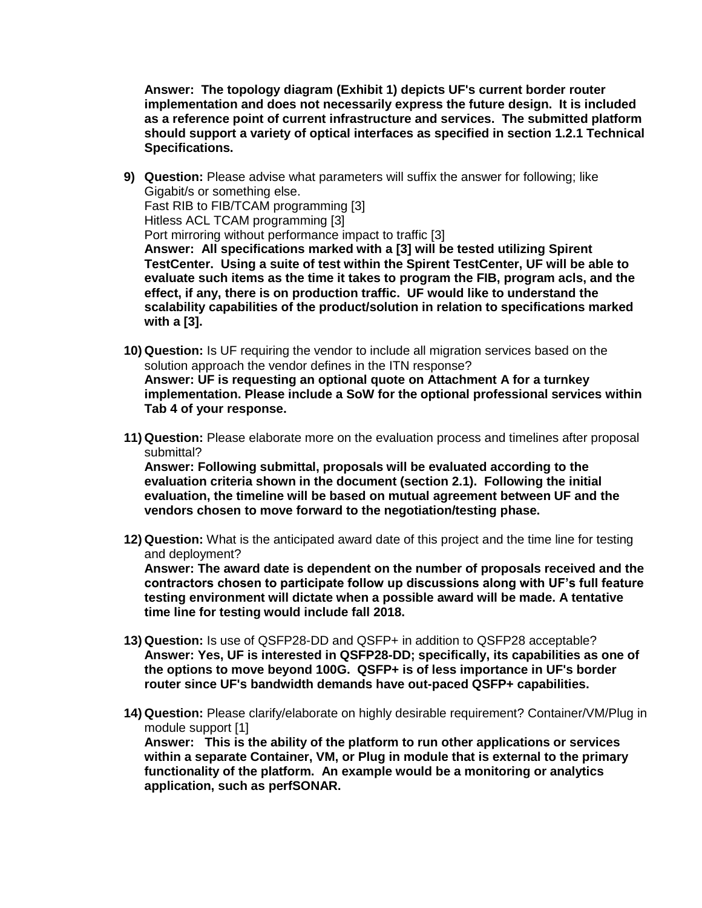**Answer: The topology diagram (Exhibit 1) depicts UF's current border router implementation and does not necessarily express the future design. It is included as a reference point of current infrastructure and services. The submitted platform should support a variety of optical interfaces as specified in section 1.2.1 Technical Specifications.**

9) **Question:** Please advise what parameters will suffix the answer for following; like Gigabit/s or something else.
   Fast RIB to FIB/TCAM programming [3]
   Hitless ACL TCAM programming [3]
   Port mirroring without performance impact to traffic [3]
   **Answer: All specifications marked with a [3] will be tested utilizing Spirent TestCenter. Using a suite of test within the Spirent TestCenter, UF will be able to evaluate such items as the time it takes to program the FIB, program acls, and the effect, if any, there is on production traffic. UF would like to understand the scalability capabilities of the product/solution in relation to specifications marked with a [3].**

10) **Question:** Is UF requiring the vendor to include all migration services based on the solution approach the vendor defines in the ITN response?
    **Answer: UF is requesting an optional quote on Attachment A for a turnkey implementation. Please include a SoW for the optional professional services within Tab 4 of your response.**

11) **Question:** Please elaborate more on the evaluation process and timelines after proposal submittal?
    **Answer: Following submittal, proposals will be evaluated according to the evaluation criteria shown in the document (section 2.1). Following the initial evaluation, the timeline will be based on mutual agreement between UF and the vendors chosen to move forward to the negotiation/testing phase.**

12) **Question:** What is the anticipated award date of this project and the time line for testing and deployment?
    **Answer: The award date is dependent on the number of proposals received and the contractors chosen to participate follow up discussions along with UF's full feature testing environment will dictate when a possible award will be made. A tentative time line for testing would include fall 2018.**

13) **Question:** Is use of QSFP28-DD and QSFP+ in addition to QSFP28 acceptable?
    **Answer: Yes, UF is interested in QSFP28-DD; specifically, its capabilities as one of the options to move beyond 100G. QSFP+ is of less importance in UF's border router since UF's bandwidth demands have out-paced QSFP+ capabilities.**

14) **Question:** Please clarify/elaborate on highly desirable requirement? Container/VM/Plug in module support [1]
    **Answer: This is the ability of the platform to run other applications or services within a separate Container, VM, or Plug in module that is external to the primary functionality of the platform. An example would be a monitoring or analytics application, such as perfSONAR.**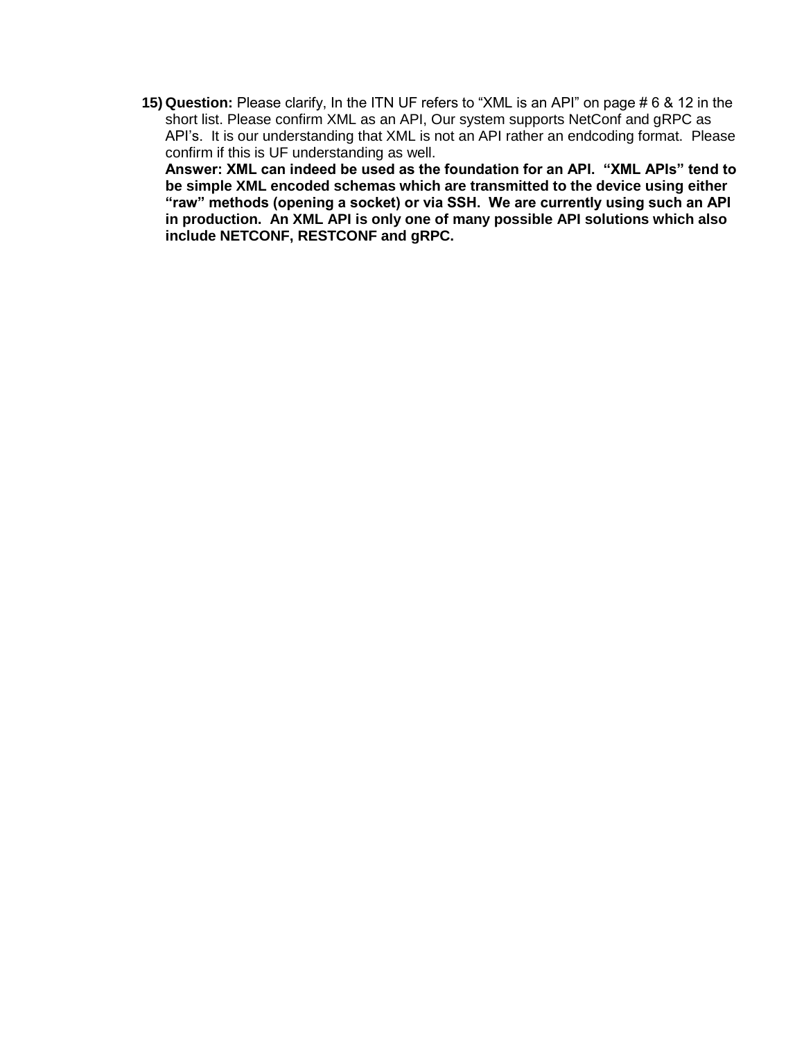15) **Question:** Please clarify, In the ITN UF refers to "XML is an API" on page # 6 & 12 in the short list. Please confirm XML as an API, Our system supports NetConf and gRPC as API's. It is our understanding that XML is not an API rather an endcoding format. Please confirm if this is UF understanding as well.
**Answer: XML can indeed be used as the foundation for an API. "XML APIs" tend to be simple XML encoded schemas which are transmitted to the device using either "raw" methods (opening a socket) or via SSH. We are currently using such an API in production. An XML API is only one of many possible API solutions which also include NETCONF, RESTCONF and gRPC.**